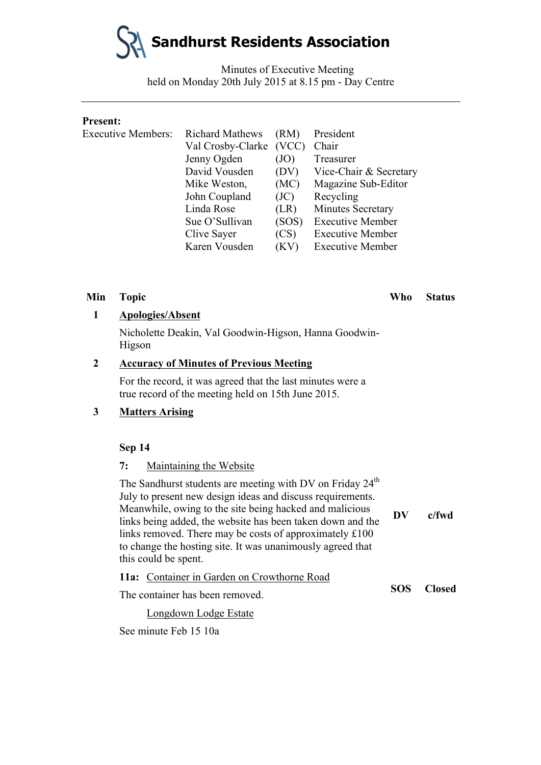# Sandhurst Residents Association

Minutes of Executive Meeting
held on Monday 20th July 2015 at 8.15 pm - Day Centre

---

**Present:**

| Executive Members: | | | |
|---|---|---|---|
| | Richard Mathews | (RM) | President |
| | Val Crosby-Clarke | (VCC) | Chair |
| | Jenny Ogden | (JO) | Treasurer |
| | David Vousden | (DV) | Vice-Chair & Secretary |
| | Mike Weston, | (MC) | Magazine Sub-Editor |
| | John Coupland | (JC) | Recycling |
| | Linda Rose | (LR) | Minutes Secretary |
| | Sue O'Sullivan | (SOS) | Executive Member |
| | Clive Sayer | (CS) | Executive Member |
| | Karen Vousden | (KV) | Executive Member |

| Min | Topic | Who | Status |
|---|---|---|---|
| **1** | **Apologies/Absent** | | |
| | Nicholette Deakin, Val Goodwin-Higson, Hanna Goodwin-Higson | | |
| **2** | **Accuracy of Minutes of Previous Meeting** | | |
| | For the record, it was agreed that the last minutes were a true record of the meeting held on 15th June 2015. | | |
| **3** | **Matters Arising** | | |
| | **Sep 14** | | |
| | **7:** Maintaining the Website | | |
| | The Sandhurst students are meeting with DV on Friday 24th July to present new design ideas and discuss requirements. Meanwhile, owing to the site being hacked and malicious links being added, the website has been taken down and the links removed. There may be costs of approximately £100 to change the hosting site. It was unanimously agreed that this could be spent. | **DV** | **c/fwd** |
| | **11a:** Container in Garden on Crowthorne Road | | |
| | The container has been removed. | **SOS** | **Closed** |
| | Longdown Lodge Estate | | |
| | See minute Feb 15 10a | | |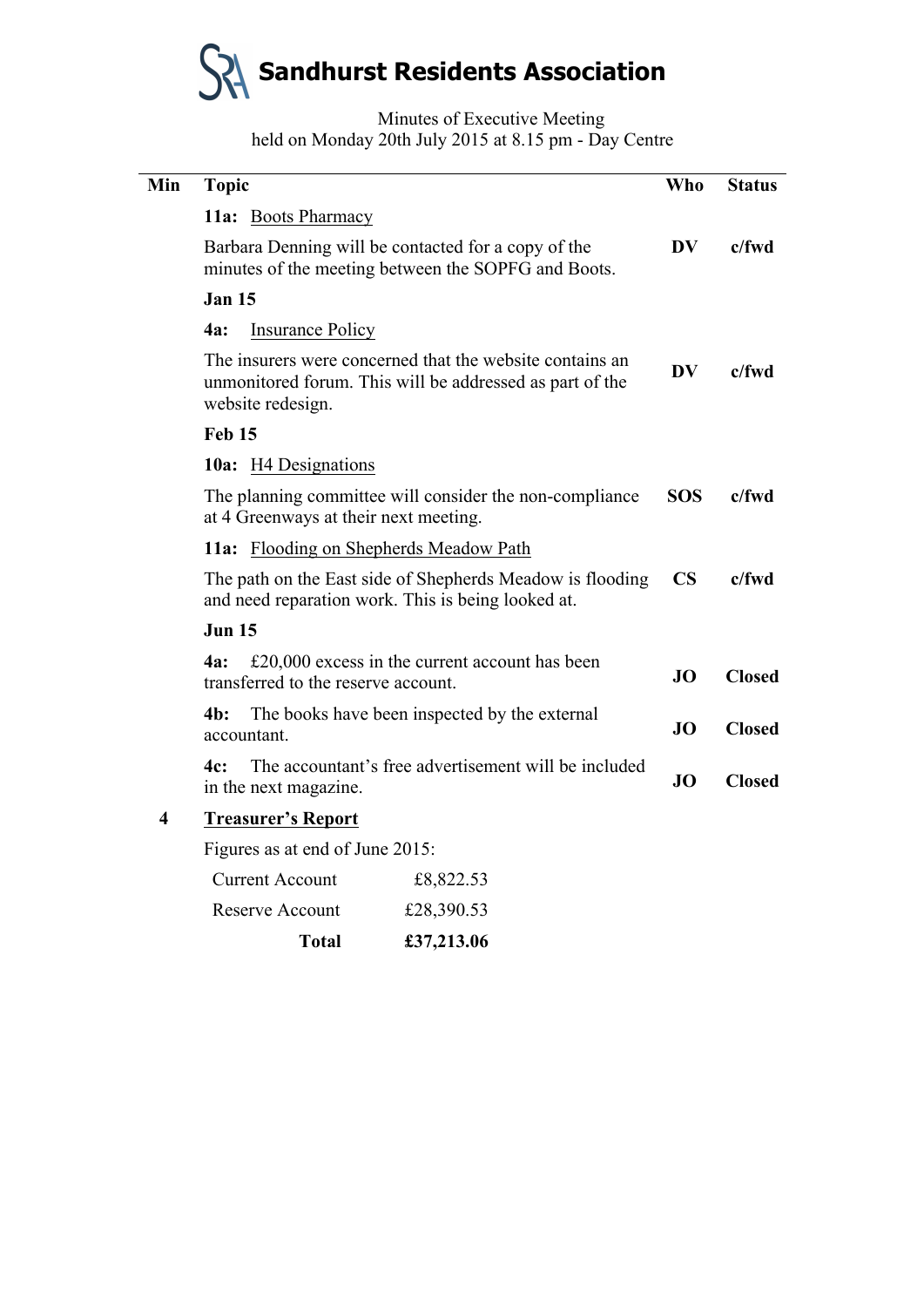# Sandhurst Residents Association

Minutes of Executive Meeting
held on Monday 20th July 2015 at 8.15 pm - Day Centre

| Min | Topic | Who | Status |
|---|---|---|---|
| | **11a:** Boots Pharmacy | | |
| | Barbara Denning will be contacted for a copy of the minutes of the meeting between the SOPFG and Boots. | **DV** | **c/fwd** |
| | **Jan 15** | | |
| | **4a:** Insurance Policy | | |
| | The insurers were concerned that the website contains an unmonitored forum. This will be addressed as part of the website redesign. | **DV** | **c/fwd** |
| | **Feb 15** | | |
| | **10a:** H4 Designations | | |
| | The planning committee will consider the non-compliance at 4 Greenways at their next meeting. | **SOS** | **c/fwd** |
| | **11a:** Flooding on Shepherds Meadow Path | | |
| | The path on the East side of Shepherds Meadow is flooding and need reparation work. This is being looked at. | **CS** | **c/fwd** |
| | **Jun 15** | | |
| | **4a:** £20,000 excess in the current account has been transferred to the reserve account. | **JO** | **Closed** |
| | **4b:** The books have been inspected by the external accountant. | **JO** | **Closed** |
| | **4c:** The accountant's free advertisement will be included in the next magazine. | **JO** | **Closed** |
| **4** | **Treasurer's Report** | | |

Figures as at end of June 2015:

| | |
|---|---|
| Current Account | £8,822.53 |
| Reserve Account | £28,390.53 |
| **Total** | **£37,213.06** |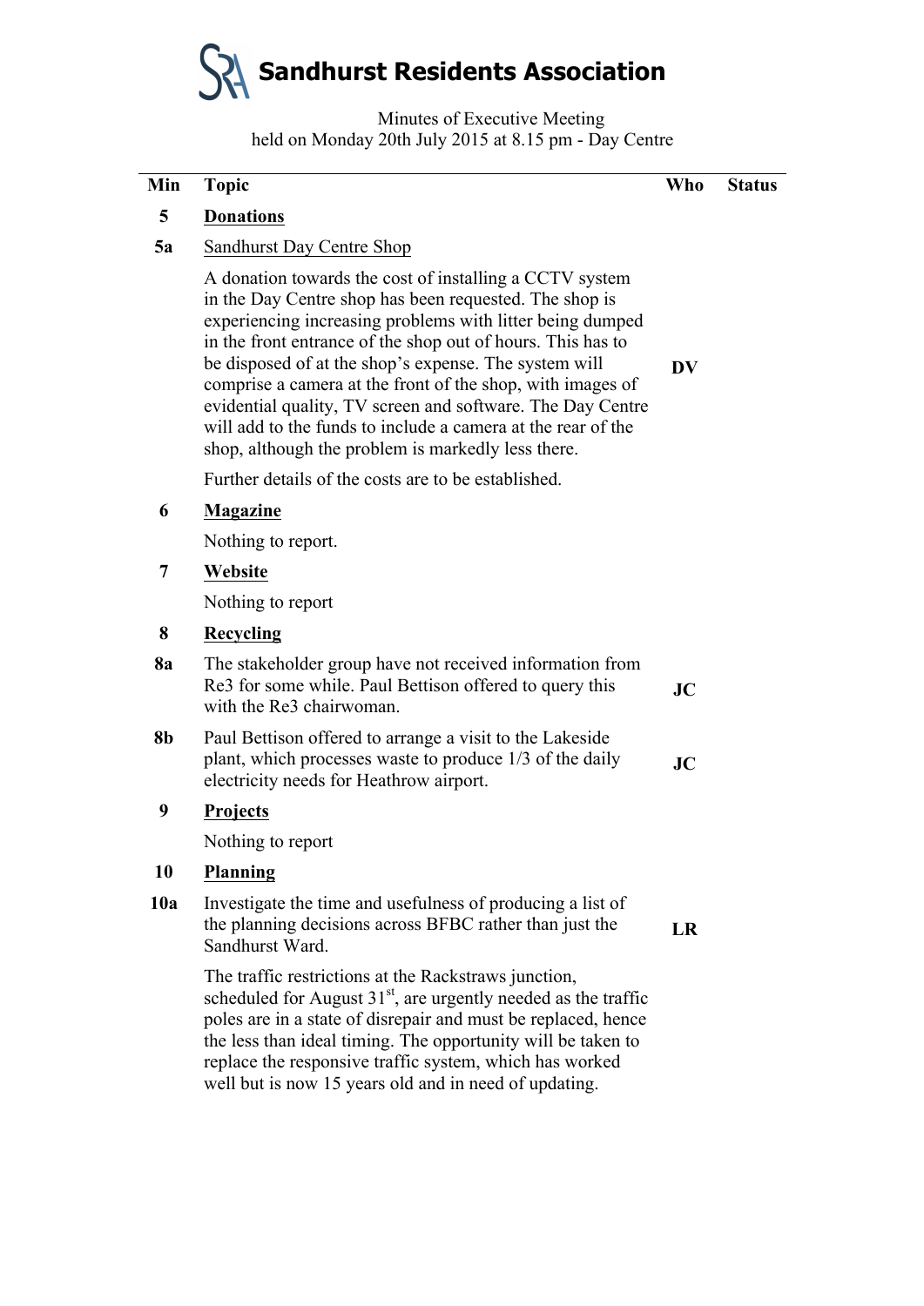# Sandhurst Residents Association

Minutes of Executive Meeting
held on Monday 20th July 2015 at 8.15 pm - Day Centre

| Min | Topic | Who | Status |
|---|---|---|---|
| **5** | **Donations** | | |
| **5a** | Sandhurst Day Centre Shop | | |
| | A donation towards the cost of installing a CCTV system in the Day Centre shop has been requested. The shop is experiencing increasing problems with litter being dumped in the front entrance of the shop out of hours. This has to be disposed of at the shop's expense. The system will comprise a camera at the front of the shop, with images of evidential quality, TV screen and software. The Day Centre will add to the funds to include a camera at the rear of the shop, although the problem is markedly less there. | **DV** | |
| | Further details of the costs are to be established. | | |
| **6** | **Magazine** | | |
| | Nothing to report. | | |
| **7** | **Website** | | |
| | Nothing to report | | |
| **8** | **Recycling** | | |
| **8a** | The stakeholder group have not received information from Re3 for some while. Paul Bettison offered to query this with the Re3 chairwoman. | **JC** | |
| **8b** | Paul Bettison offered to arrange a visit to the Lakeside plant, which processes waste to produce 1/3 of the daily electricity needs for Heathrow airport. | **JC** | |
| **9** | **Projects** | | |
| | Nothing to report | | |
| **10** | **Planning** | | |
| **10a** | Investigate the time and usefulness of producing a list of the planning decisions across BFBC rather than just the Sandhurst Ward. | **LR** | |
| | The traffic restrictions at the Rackstraws junction, scheduled for August 31st, are urgently needed as the traffic poles are in a state of disrepair and must be replaced, hence the less than ideal timing. The opportunity will be taken to replace the responsive traffic system, which has worked well but is now 15 years old and in need of updating. | | |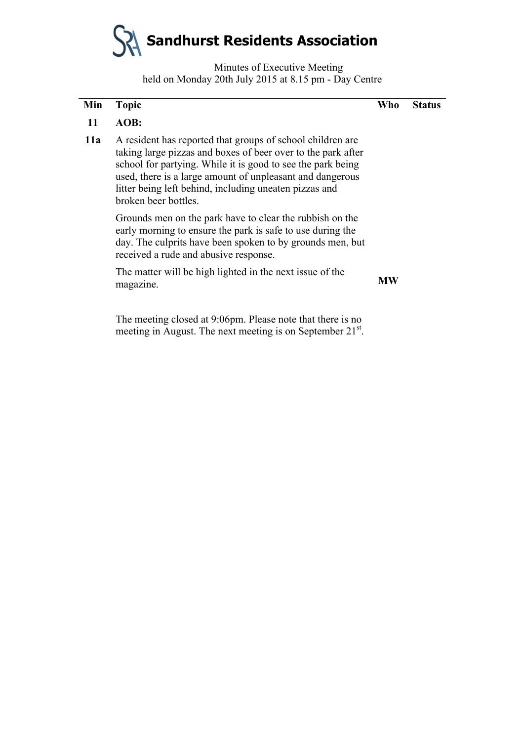# Sandhurst Residents Association

Minutes of Executive Meeting
held on Monday 20th July 2015 at 8.15 pm - Day Centre

| Min | Topic | Who | Status |
|---|---|---|---|
| **11** | **AOB:** | | |
| **11a** | A resident has reported that groups of school children are taking large pizzas and boxes of beer over to the park after school for partying. While it is good to see the park being used, there is a large amount of unpleasant and dangerous litter being left behind, including uneaten pizzas and broken beer bottles.<br><br>Grounds men on the park have to clear the rubbish on the early morning to ensure the park is safe to use during the day. The culprits have been spoken to by grounds men, but received a rude and abusive response.<br><br>The matter will be high lighted in the next issue of the magazine. | **MW** | |

The meeting closed at 9:06pm. Please note that there is no meeting in August. The next meeting is on September 21st.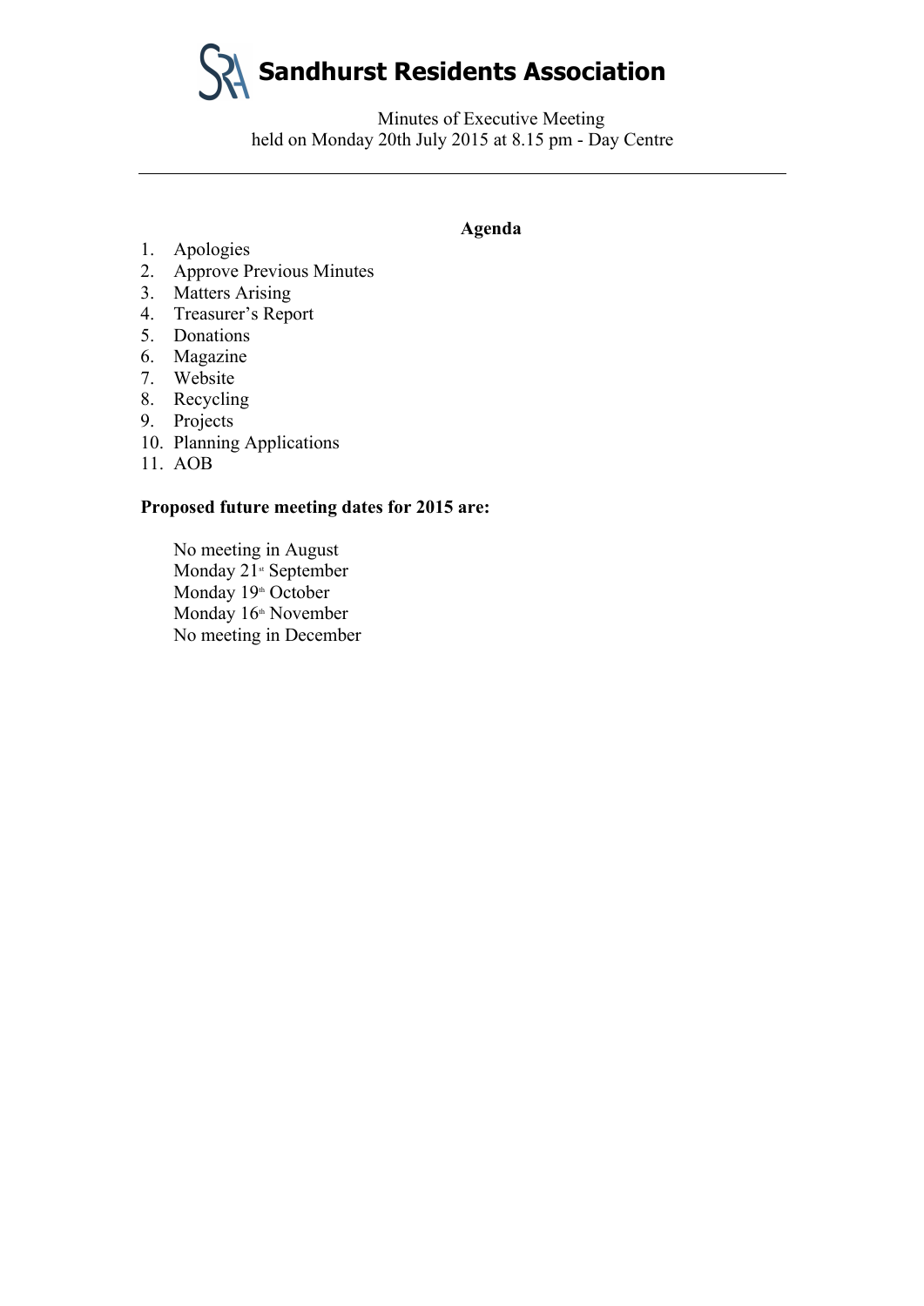# Sandhurst Residents Association

Minutes of Executive Meeting
held on Monday 20th July 2015 at 8.15 pm - Day Centre

---

**Agenda**

1. Apologies
2. Approve Previous Minutes
3. Matters Arising
4. Treasurer's Report
5. Donations
6. Magazine
7. Website
8. Recycling
9. Projects
10. Planning Applications
11. AOB

**Proposed future meeting dates for 2015 are:**

No meeting in August
Monday 21st September
Monday 19th October
Monday 16th November
No meeting in December